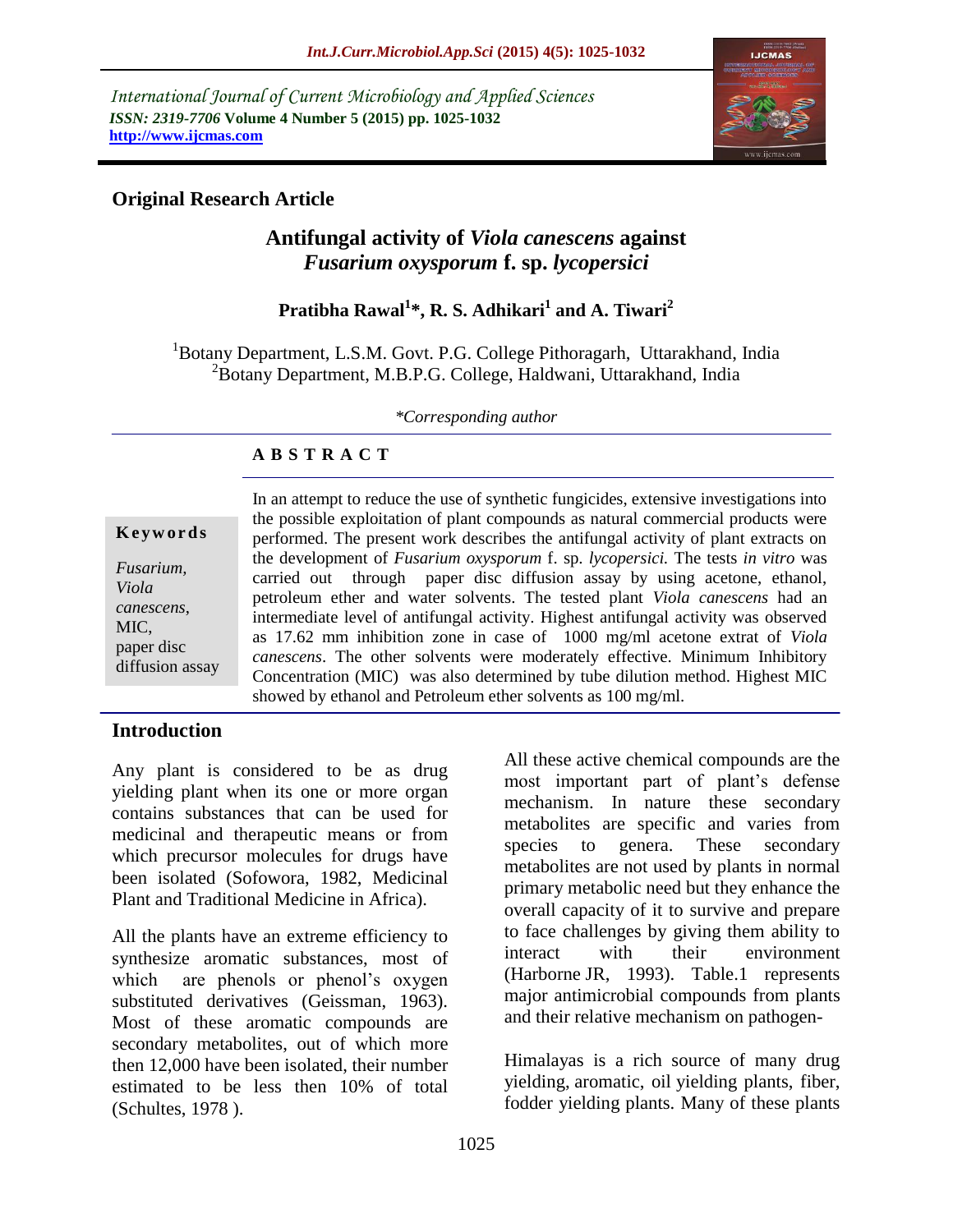International Journal of Current Microbiology and Applied Sciences
*ISSN: 2319-7706* **Volume 4 Number 5 (2015) pp. 1025-1032**
**http://www.ijcmas.com**

**Original Research Article**

# Antifungal activity of *Viola canescens* against *Fusarium oxysporum* f. sp. *lycopersici*

**Pratibha Rawal[1]\*, R. S. Adhikari[1] and A. Tiwari[2]**

[1]Botany Department, L.S.M. Govt. P.G. College Pithoragarh, Uttarakhand, India
[2]Botany Department, M.B.P.G. College, Haldwani, Uttarakhand, India

*\*Corresponding author*

## ABSTRACT

**Keywords**

*Fusarium, Viola canescens,* MIC, paper disc diffusion assay

In an attempt to reduce the use of synthetic fungicides, extensive investigations into the possible exploitation of plant compounds as natural commercial products were performed. The present work describes the antifungal activity of plant extracts on the development of *Fusarium oxysporum* f. sp. *lycopersici.* The tests *in vitro* was carried out through paper disc diffusion assay by using acetone, ethanol, petroleum ether and water solvents. The tested plant *Viola canescens* had an intermediate level of antifungal activity. Highest antifungal activity was observed as 17.62 mm inhibition zone in case of 1000 mg/ml acetone extrat of *Viola canescens*. The other solvents were moderately effective. Minimum Inhibitory Concentration (MIC) was also determined by tube dilution method. Highest MIC showed by ethanol and Petroleum ether solvents as 100 mg/ml.

## Introduction

Any plant is considered to be as drug yielding plant when its one or more organ contains substances that can be used for medicinal and therapeutic means or from which precursor molecules for drugs have been isolated (Sofowora, 1982, Medicinal Plant and Traditional Medicine in Africa).

All the plants have an extreme efficiency to synthesize aromatic substances, most of which are phenols or phenol's oxygen substituted derivatives (Geissman, 1963). Most of these aromatic compounds are secondary metabolites, out of which more then 12,000 have been isolated, their number estimated to be less then 10% of total (Schultes, 1978 ).

All these active chemical compounds are the most important part of plant's defense mechanism. In nature these secondary metabolites are specific and varies from species to genera. These secondary metabolites are not used by plants in normal primary metabolic need but they enhance the overall capacity of it to survive and prepare to face challenges by giving them ability to interact with their environment (Harborne JR, 1993). Table.1 represents major antimicrobial compounds from plants and their relative mechanism on pathogen-

Himalayas is a rich source of many drug yielding, aromatic, oil yielding plants, fiber, fodder yielding plants. Many of these plants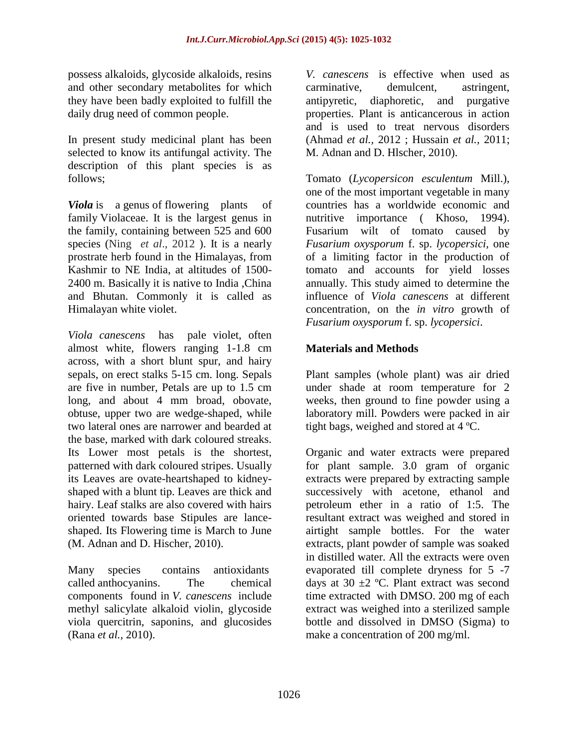possess alkaloids, glycoside alkaloids, resins and other secondary metabolites for which they have been badly exploited to fulfill the daily drug need of common people.

In present study medicinal plant has been selected to know its antifungal activity. The description of this plant species is as follows;

***Viola*** is a genus of flowering plants of family Violaceae. It is the largest genus in the family, containing between 525 and 600 species (Ning *et al*., 2012 ). It is a nearly prostrate herb found in the Himalayas, from Kashmir to NE India, at altitudes of 1500-2400 m. Basically it is native to India ,China and Bhutan. Commonly it is called as Himalayan white violet.

*Viola canescens* has pale violet, often almost white, flowers ranging 1-1.8 cm across, with a short blunt spur, and hairy sepals, on erect stalks 5-15 cm. long. Sepals are five in number, Petals are up to 1.5 cm long, and about 4 mm broad, obovate, obtuse, upper two are wedge-shaped, while two lateral ones are narrower and bearded at the base, marked with dark coloured streaks. Its Lower most petals is the shortest, patterned with dark coloured stripes. Usually its Leaves are ovate-heartshaped to kidney-shaped with a blunt tip. Leaves are thick and hairy. Leaf stalks are also covered with hairs oriented towards base Stipules are lance-shaped. Its Flowering time is March to June (M. Adnan and D. Hischer, 2010).

Many species contains antioxidants called anthocyanins. The chemical components found in *V. canescens* include methyl salicylate alkaloid violin, glycoside viola quercitrin, saponins, and glucosides (Rana *et al.,* 2010).

*V. canescens* is effective when used as carminative, demulcent, astringent, antipyretic, diaphoretic, and purgative properties. Plant is anticancerous in action and is used to treat nervous disorders (Ahmad *et al.,* 2012 ; Hussain *et al.,* 2011; M. Adnan and D. Hlscher, 2010).

Tomato (*Lycopersicon esculentum* Mill.), one of the most important vegetable in many countries has a worldwide economic and nutritive importance ( Khoso, 1994). Fusarium wilt of tomato caused by *Fusarium oxysporum* f. sp. *lycopersici*, one of a limiting factor in the production of tomato and accounts for yield losses annually. This study aimed to determine the influence of *Viola canescens* at different concentration, on the *in vitro* growth of *Fusarium oxysporum* f. sp. *lycopersici*.

## Materials and Methods

Plant samples (whole plant) was air dried under shade at room temperature for 2 weeks, then ground to fine powder using a laboratory mill. Powders were packed in air tight bags, weighed and stored at 4 ºC.

Organic and water extracts were prepared for plant sample. 3.0 gram of organic extracts were prepared by extracting sample successively with acetone, ethanol and petroleum ether in a ratio of 1:5. The resultant extract was weighed and stored in airtight sample bottles. For the water extracts, plant powder of sample was soaked in distilled water. All the extracts were oven evaporated till complete dryness for 5 -7 days at 30 ±2 ºC. Plant extract was second time extracted with DMSO. 200 mg of each extract was weighed into a sterilized sample bottle and dissolved in DMSO (Sigma) to make a concentration of 200 mg/ml.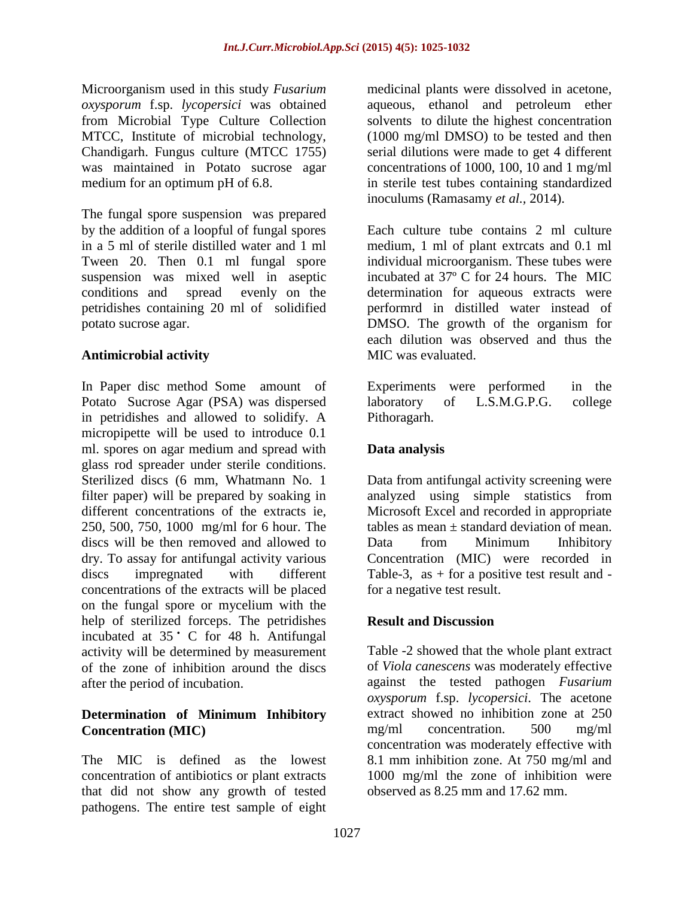Microorganism used in this study *Fusarium oxysporum* f.sp. *lycopersici* was obtained from Microbial Type Culture Collection MTCC, Institute of microbial technology, Chandigarh. Fungus culture (MTCC 1755) was maintained in Potato sucrose agar medium for an optimum pH of 6.8.

The fungal spore suspension was prepared by the addition of a loopful of fungal spores in a 5 ml of sterile distilled water and 1 ml Tween 20. Then 0.1 ml fungal spore suspension was mixed well in aseptic conditions and spread evenly on the petridishes containing 20 ml of solidified potato sucrose agar.

### Antimicrobial activity

In Paper disc method Some amount of Potato Sucrose Agar (PSA) was dispersed in petridishes and allowed to solidify. A micropipette will be used to introduce 0.1 ml. spores on agar medium and spread with glass rod spreader under sterile conditions. Sterilized discs (6 mm, Whatmann No. 1 filter paper) will be prepared by soaking in different concentrations of the extracts ie, 250, 500, 750, 1000 mg/ml for 6 hour. The discs will be then removed and allowed to dry. To assay for antifungal activity various discs impregnated with different concentrations of the extracts will be placed on the fungal spore or mycelium with the help of sterilized forceps. The petridishes incubated at 35˚ C for 48 h. Antifungal activity will be determined by measurement of the zone of inhibition around the discs after the period of incubation.

### Determination of Minimum Inhibitory Concentration (MIC)

The MIC is defined as the lowest concentration of antibiotics or plant extracts that did not show any growth of tested pathogens. The entire test sample of eight medicinal plants were dissolved in acetone, aqueous, ethanol and petroleum ether solvents to dilute the highest concentration (1000 mg/ml DMSO) to be tested and then serial dilutions were made to get 4 different concentrations of 1000, 100, 10 and 1 mg/ml in sterile test tubes containing standardized inoculums (Ramasamy *et al.,* 2014).

Each culture tube contains 2 ml culture medium, 1 ml of plant extrcats and 0.1 ml individual microorganism. These tubes were incubated at 37º C for 24 hours. The MIC determination for aqueous extracts were performrd in distilled water instead of DMSO. The growth of the organism for each dilution was observed and thus the MIC was evaluated.

Experiments were performed in the laboratory of L.S.M.G.P.G. college Pithoragarh.

### Data analysis

Data from antifungal activity screening were analyzed using simple statistics from Microsoft Excel and recorded in appropriate tables as mean ± standard deviation of mean. Data from Minimum Inhibitory Concentration (MIC) were recorded in Table-3, as + for a positive test result and - for a negative test result.

### Result and Discussion

Table -2 showed that the whole plant extract of *Viola canescens* was moderately effective against the tested pathogen *Fusarium oxysporum* f.sp. *lycopersici*. The acetone extract showed no inhibition zone at 250 mg/ml concentration. 500 mg/ml concentration was moderately effective with 8.1 mm inhibition zone. At 750 mg/ml and 1000 mg/ml the zone of inhibition were observed as 8.25 mm and 17.62 mm.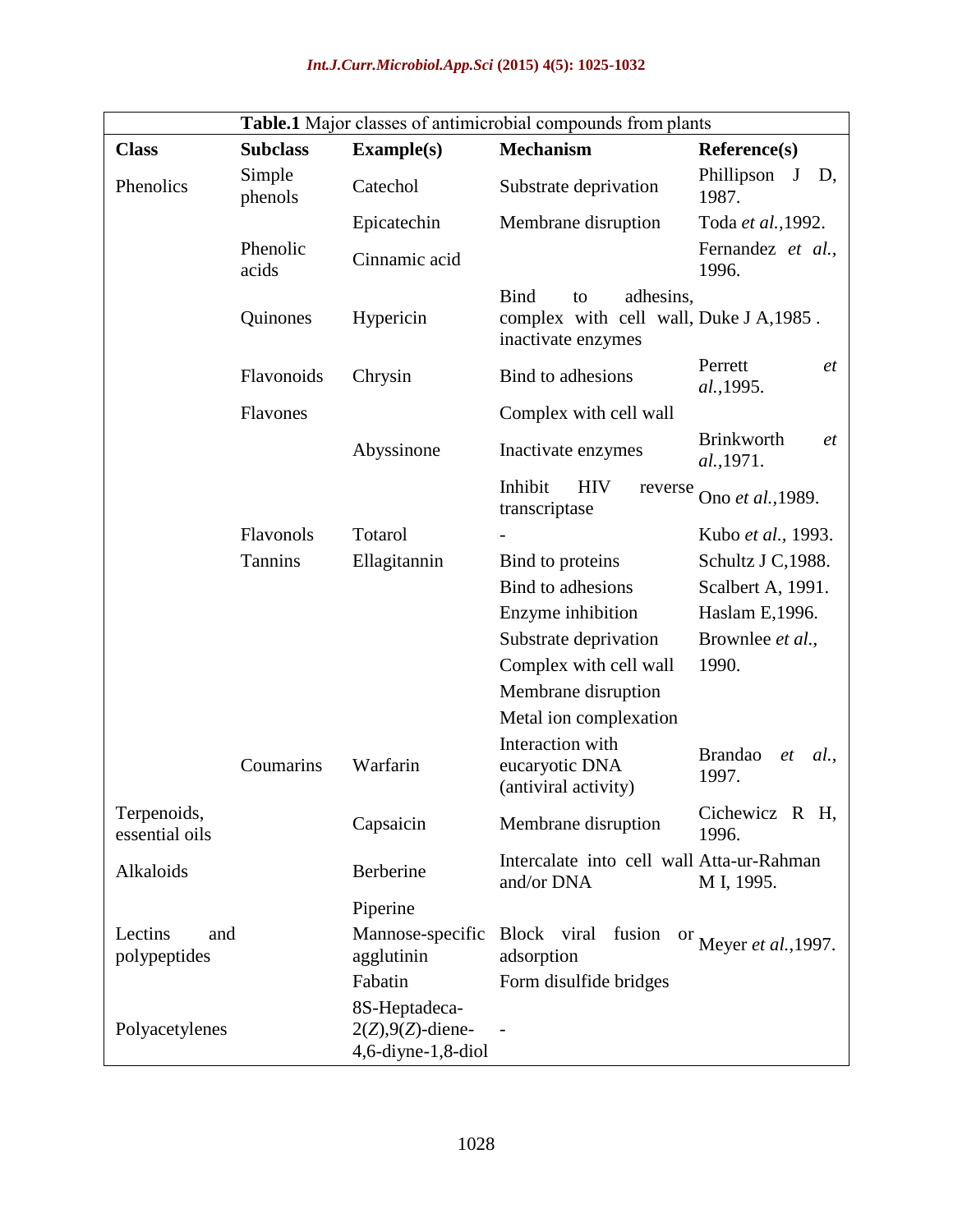**Table.1** Major classes of antimicrobial compounds from plants

| Class | Subclass | Example(s) | Mechanism | Reference(s) |
|---|---|---|---|---|
| Phenolics | Simple phenols | Catechol | Substrate deprivation | Phillipson J D, 1987. |
| | | Epicatechin | Membrane disruption | Toda *et al.*,1992. |
| | Phenolic acids | Cinnamic acid | | Fernandez *et al.*, 1996. |
| | Quinones | Hypericin | Bind to adhesins, complex with cell wall, inactivate enzymes | Duke J A,1985 . |
| | Flavonoids | Chrysin | Bind to adhesions | Perrett *et al.*,1995. |
| | Flavones | | Complex with cell wall | |
| | | Abyssinone | Inactivate enzymes | Brinkworth *et al.*,1971. |
| | | | Inhibit HIV reverse transcriptase | Ono *et al.*,1989. |
| | Flavonols | Totarol | - | Kubo *et al.*, 1993. |
| | Tannins | Ellagitannin | Bind to proteins | Schultz J C,1988. |
| | | | Bind to adhesions | Scalbert A, 1991. |
| | | | Enzyme inhibition | Haslam E,1996. |
| | | | Substrate deprivation | Brownlee *et al.*, |
| | | | Complex with cell wall | 1990. |
| | | | Membrane disruption | |
| | | | Metal ion complexation | |
| | Coumarins | Warfarin | Interaction with eucaryotic DNA (antiviral activity) | Brandao *et al.*, 1997. |
| Terpenoids, essential oils | | Capsaicin | Membrane disruption | Cichewicz R H, 1996. |
| Alkaloids | | Berberine | Intercalate into cell wall and/or DNA | Atta-ur-Rahman M I, 1995. |
| | | Piperine | | |
| Lectins and polypeptides | | Mannose-specific agglutinin | Block viral fusion or adsorption | Meyer *et al.*,1997. |
| | | Fabatin | Form disulfide bridges | |
| Polyacetylenes | | 8S-Heptadeca-2(*Z*),9(*Z*)-diene-4,6-diyne-1,8-diol | - | |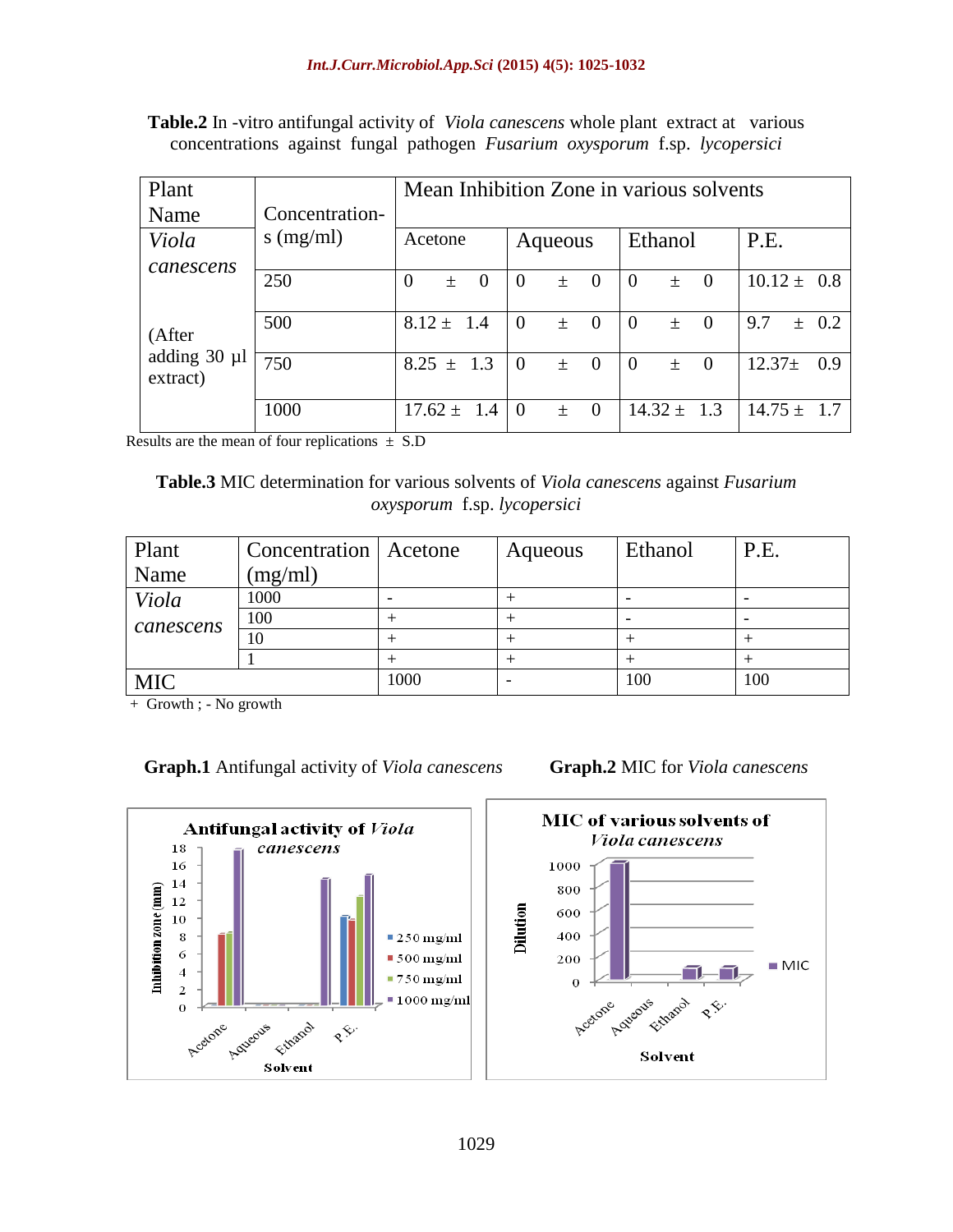**Table.2** In -vitro antifungal activity of *Viola canescens* whole plant extract at various concentrations against fungal pathogen *Fusarium oxysporum* f.sp. *lycopersici*

| Plant Name | Concentrations (mg/ml) | Mean Inhibition Zone in various solvents | | | |
|---|---|---|---|---|---|
| | | Acetone | Aqueous | Ethanol | P.E. |
| *Viola canescens* (After adding 30 µl extract) | 250 | 0 ± 0 | 0 ± 0 | 0 ± 0 | 10.12 ± 0.8 |
| | 500 | 8.12 ± 1.4 | 0 ± 0 | 0 ± 0 | 9.7 ± 0.2 |
| | 750 | 8.25 ± 1.3 | 0 ± 0 | 0 ± 0 | 12.37± 0.9 |
| | 1000 | 17.62 ± 1.4 | 0 ± 0 | 14.32 ± 1.3 | 14.75 ± 1.7 |

Results are the mean of four replications ± S.D

**Table.3** MIC determination for various solvents of *Viola canescens* against *Fusarium oxysporum* f.sp. *lycopersici*

| Plant Name | Concentration (mg/ml) | Acetone | Aqueous | Ethanol | P.E. |
|---|---|---|---|---|---|
| *Viola canescens* | 1000 | - | + | - | - |
| | 100 | + | + | - | - |
| | 10 | + | + | + | + |
| | 1 | + | + | + | + |
| MIC | | 1000 | - | 100 | 100 |

+ Growth ; - No growth

**Graph.1** Antifungal activity of *Viola canescens*

**Graph.2** MIC for *Viola canescens*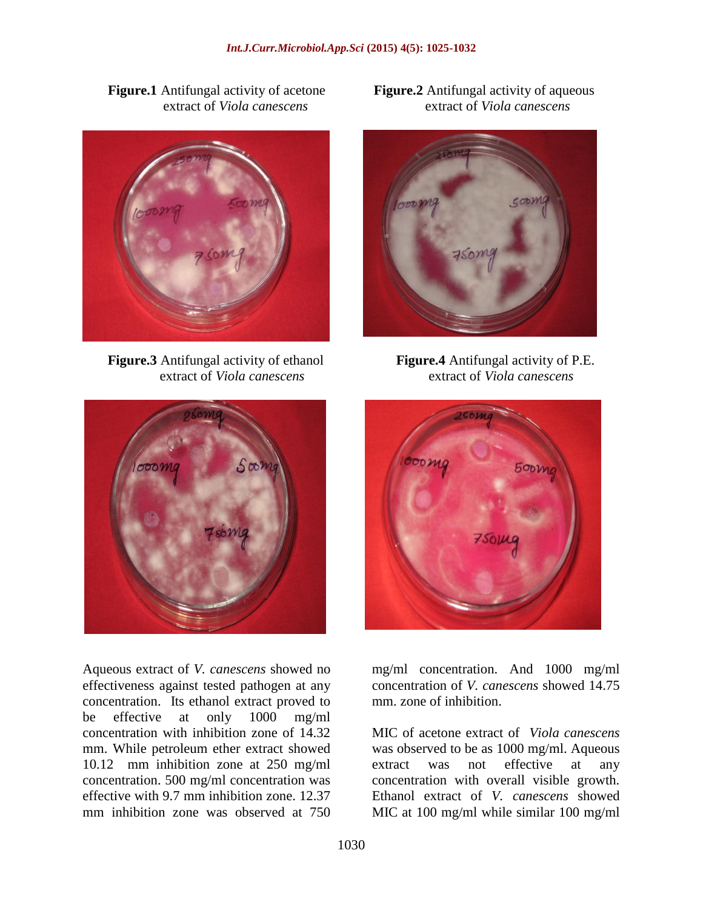**Figure.1** Antifungal activity of acetone extract of *Viola canescens*

**Figure.2** Antifungal activity of aqueous extract of *Viola canescens*

**Figure.3** Antifungal activity of ethanol extract of *Viola canescens*

**Figure.4** Antifungal activity of P.E. extract of *Viola canescens*

Aqueous extract of *V. canescens* showed no effectiveness against tested pathogen at any concentration. Its ethanol extract proved to be effective at only 1000 mg/ml concentration with inhibition zone of 14.32 mm. While petroleum ether extract showed 10.12 mm inhibition zone at 250 mg/ml concentration. 500 mg/ml concentration was effective with 9.7 mm inhibition zone. 12.37 mm inhibition zone was observed at 750 mg/ml concentration. And 1000 mg/ml concentration of *V. canescens* showed 14.75 mm. zone of inhibition.

MIC of acetone extract of *Viola canescens* was observed to be as 1000 mg/ml. Aqueous extract was not effective at any concentration with overall visible growth. Ethanol extract of *V. canescens* showed MIC at 100 mg/ml while similar 100 mg/ml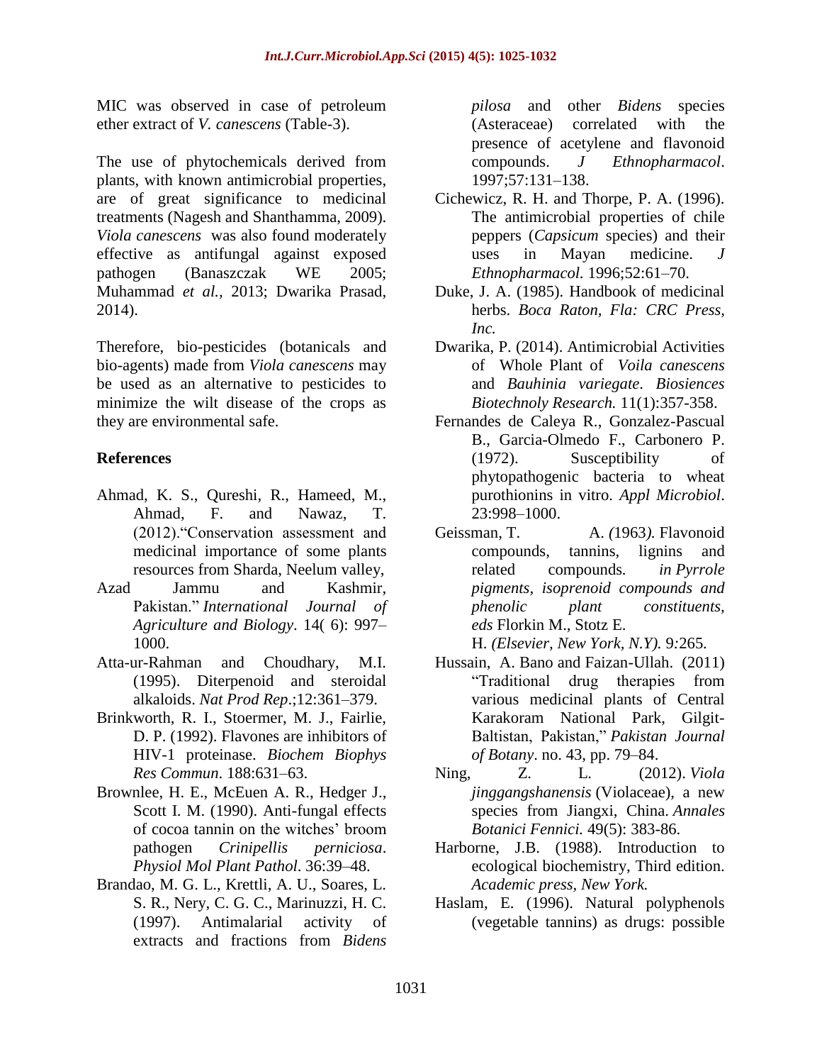MIC was observed in case of petroleum ether extract of *V. canescens* (Table-3).

The use of phytochemicals derived from plants, with known antimicrobial properties, are of great significance to medicinal treatments (Nagesh and Shanthamma, 2009). *Viola canescens* was also found moderately effective as antifungal against exposed pathogen (Banaszczak WE 2005; Muhammad *et al.*, 2013; Dwarika Prasad, 2014).

Therefore, bio-pesticides (botanicals and bio-agents) made from *Viola canescens* may be used as an alternative to pesticides to minimize the wilt disease of the crops as they are environmental safe.

## References

Ahmad, K. S., Qureshi, R., Hameed, M., Ahmad, F. and Nawaz, T. (2012)."Conservation assessment and medicinal importance of some plants resources from Sharda, Neelum valley, Azad Jammu and Kashmir, Pakistan." *International Journal of Agriculture and Biology*. 14( 6): 997–1000.

Atta-ur-Rahman and Choudhary, M.I. (1995). Diterpenoid and steroidal alkaloids. *Nat Prod Rep*.;12:361–379.

Brinkworth, R. I., Stoermer, M. J., Fairlie, D. P. (1992). Flavones are inhibitors of HIV-1 proteinase. *Biochem Biophys Res Commun*. 188:631–63.

Brownlee, H. E., McEuen A. R., Hedger J., Scott I. M. (1990). Anti-fungal effects of cocoa tannin on the witches' broom pathogen *Crinipellis perniciosa*. *Physiol Mol Plant Pathol*. 36:39–48.

Brandao, M. G. L., Krettli, A. U., Soares, L. S. R., Nery, C. G. C., Marinuzzi, H. C. (1997). Antimalarial activity of extracts and fractions from *Bidens pilosa* and other *Bidens* species (Asteraceae) correlated with the presence of acetylene and flavonoid compounds. *J Ethnopharmacol*. 1997;57:131–138.

Cichewicz, R. H. and Thorpe, P. A. (1996). The antimicrobial properties of chile peppers (*Capsicum* species) and their uses in Mayan medicine. *J Ethnopharmacol*. 1996;52:61–70.

Duke, J. A. (1985). Handbook of medicinal herbs. *Boca Raton, Fla: CRC Press, Inc.*

Dwarika, P. (2014). Antimicrobial Activities of Whole Plant of *Voila canescens* and *Bauhinia variegate*. *Biosiences Biotechnoly Research.* 11(1):357-358.

Fernandes de Caleya R., Gonzalez-Pascual B., Garcia-Olmedo F., Carbonero P. (1972). Susceptibility of phytopathogenic bacteria to wheat purothionins in vitro. *Appl Microbiol*. 23:998–1000.

Geissman, T. A. *(*1963*).* Flavonoid compounds, tannins, lignins and related compounds*. in Pyrrole pigments, isoprenoid compounds and phenolic plant constituents, eds* Florkin M.*,* Stotz E. H. *(Elsevier, New York, N.Y).* 9*:*265*.*

Hussain, A. Bano and Faizan-Ullah. (2011) "Traditional drug therapies from various medicinal plants of Central Karakoram National Park, Gilgit-Baltistan, Pakistan," *Pakistan Journal of Botany*. no. 43, pp. 79–84.

Ning, Z. L. (2012). *Viola jinggangshanensis* (Violaceae), a new species from Jiangxi, China. *Annales Botanici Fennici.* 49(5): 383-86.

Harborne, J.B. (1988). Introduction to ecological biochemistry, Third edition. *Academic press, New York.*

Haslam, E. (1996). Natural polyphenols (vegetable tannins) as drugs: possible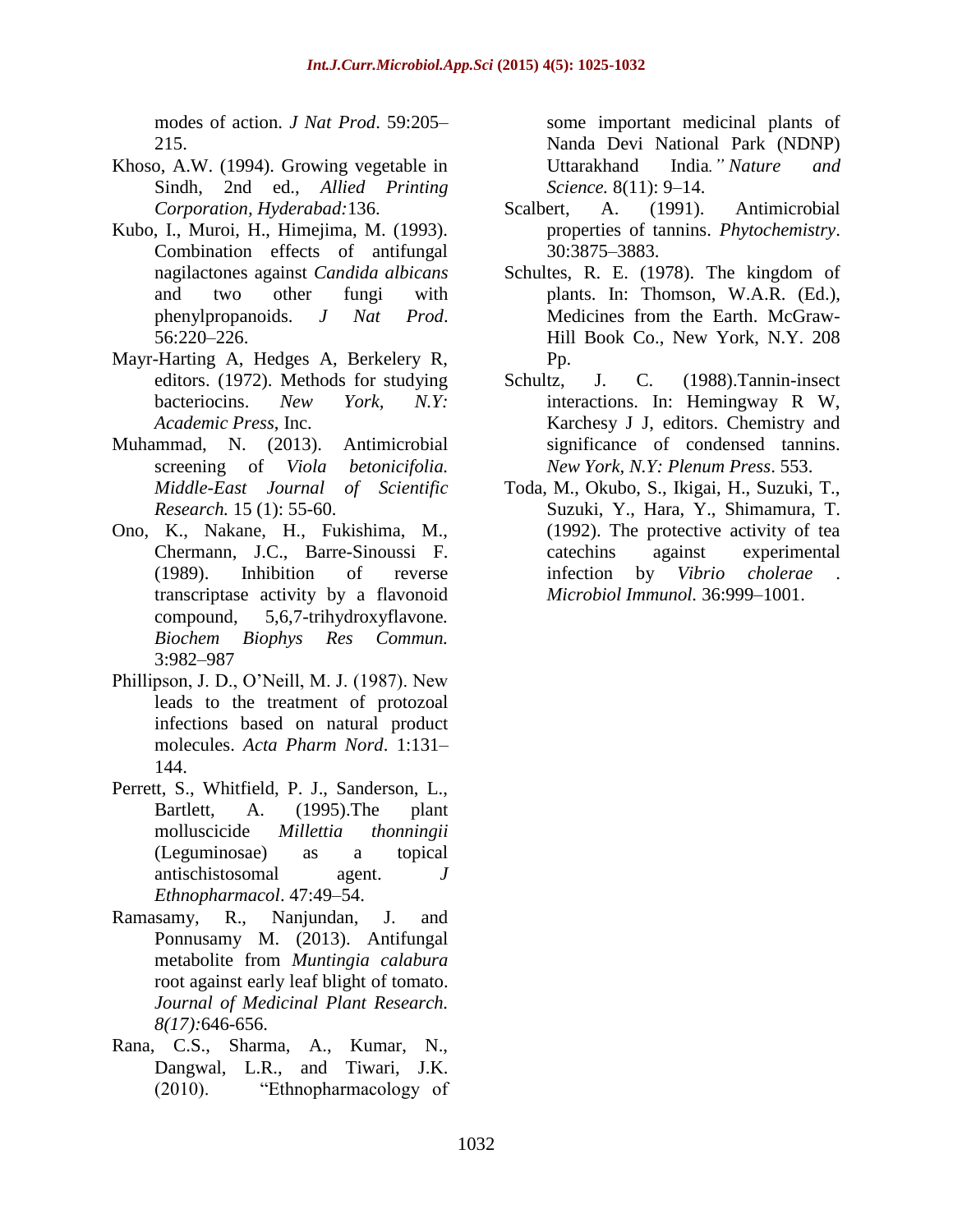modes of action. *J Nat Prod*. 59:205–215.

Khoso, A.W. (1994). Growing vegetable in Sindh, 2nd ed., *Allied Printing Corporation, Hyderabad:*136.

Kubo, I., Muroi, H., Himejima, M. (1993). Combination effects of antifungal nagilactones against *Candida albicans* and two other fungi with phenylpropanoids. *J Nat Prod*. 56:220–226.

Mayr-Harting A, Hedges A, Berkelery R, editors. (1972). Methods for studying bacteriocins. *New York, N.Y: Academic Press,* Inc.

Muhammad, N. (2013). Antimicrobial screening of *Viola betonicifolia. Middle-East Journal of Scientific Research.* 15 (1): 55-60.

Ono, K., Nakane, H., Fukishima, M., Chermann, J.C., Barre-Sinoussi F. (1989). Inhibition of reverse transcriptase activity by a flavonoid compound, 5,6,7-trihydroxyflavone. *Biochem Biophys Res Commun.* 3:982–987

Phillipson, J. D., O'Neill, M. J. (1987). New leads to the treatment of protozoal infections based on natural product molecules. *Acta Pharm Nord*. 1:131–144.

Perrett, S., Whitfield, P. J., Sanderson, L., Bartlett, A. (1995).The plant molluscicide *Millettia thonningii* (Leguminosae) as a topical antischistosomal agent. *J Ethnopharmacol*. 47:49–54.

Ramasamy, R., Nanjundan, J. and Ponnusamy M. (2013). Antifungal metabolite from *Muntingia calabura* root against early leaf blight of tomato. *Journal of Medicinal Plant Research. 8(17):*646-656.

Rana, C.S., Sharma, A., Kumar, N., Dangwal, L.R., and Tiwari, J.K. (2010). "Ethnopharmacology of some important medicinal plants of Nanda Devi National Park (NDNP) Uttarakhand India*." Nature and Science.* 8(11): 9–14.

Scalbert, A. (1991). Antimicrobial properties of tannins. *Phytochemistry*. 30:3875–3883.

Schultes, R. E. (1978). The kingdom of plants. In: Thomson, W.A.R. (Ed.), Medicines from the Earth. McGraw-Hill Book Co., New York, N.Y. 208 Pp.

Schultz, J. C. (1988).Tannin-insect interactions. In: Hemingway R W, Karchesy J J, editors. Chemistry and significance of condensed tannins. *New York, N.Y: Plenum Press*. 553.

Toda, M., Okubo, S., Ikigai, H., Suzuki, T., Suzuki, Y., Hara, Y., Shimamura, T. (1992). The protective activity of tea catechins against experimental infection by *Vibrio cholerae* . *Microbiol Immunol.* 36:999–1001.